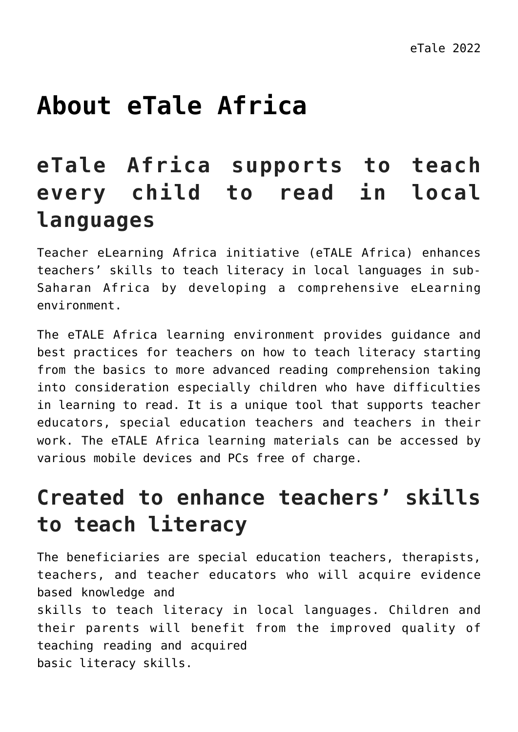# About eTale Africa

## eTale Africa supports to teach every child to read in local languages

Teacher eLearning Africa initiative (eTALE Africa) enhances teachers' skills to teach literacy in local languages in sub-Saharan Africa by developing a comprehensive eLearning environment.

The eTALE Africa learning environment provides guidance and best practices for teachers on how to teach literacy starting from the basics to more advanced reading comprehension taking into consideration especially children who have difficulties in learning to read. It is a unique tool that supports teacher educators, special education teachers and teachers in their work. The eTALE Africa learning materials can be accessed by various mobile devices and PCs free of charge.

## Created to enhance teachers' skills to teach literacy

The beneficiaries are special education teachers, therapists, teachers, and teacher educators who will acquire evidence based knowledge and skills to teach literacy in local languages. Children and their parents will benefit from the improved quality of teaching reading and acquired basic literacy skills.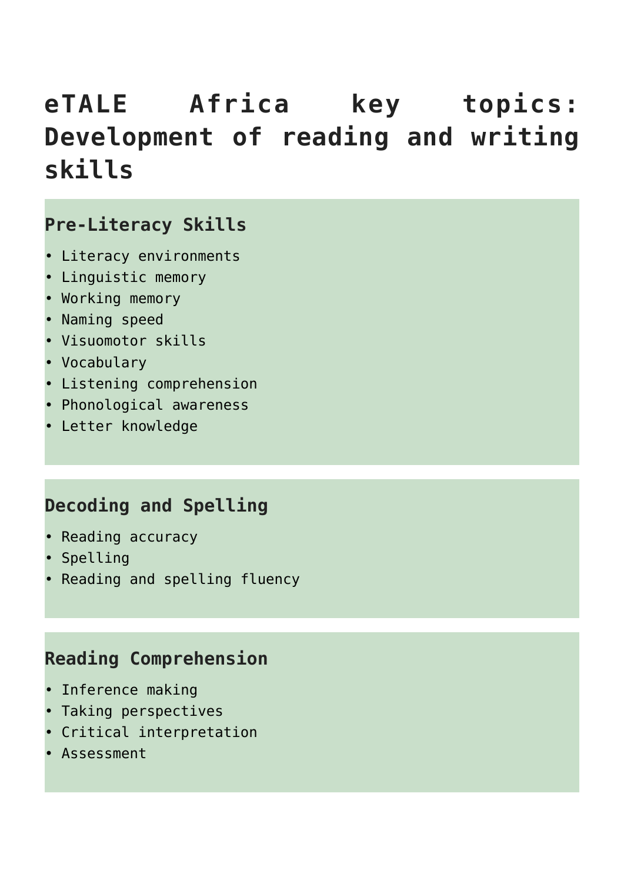# eTALE Africa key topics: Development of reading and writing skills

## Pre-Literacy Skills

- Literacy environments
- Linguistic memory
- Working memory
- Naming speed
- Visuomotor skills
- Vocabulary
- Listening comprehension
- Phonological awareness
- Letter knowledge

## Decoding and Spelling

- Reading accuracy
- Spelling
- Reading and spelling fluency

## Reading Comprehension

- Inference making
- Taking perspectives
- Critical interpretation
- Assessment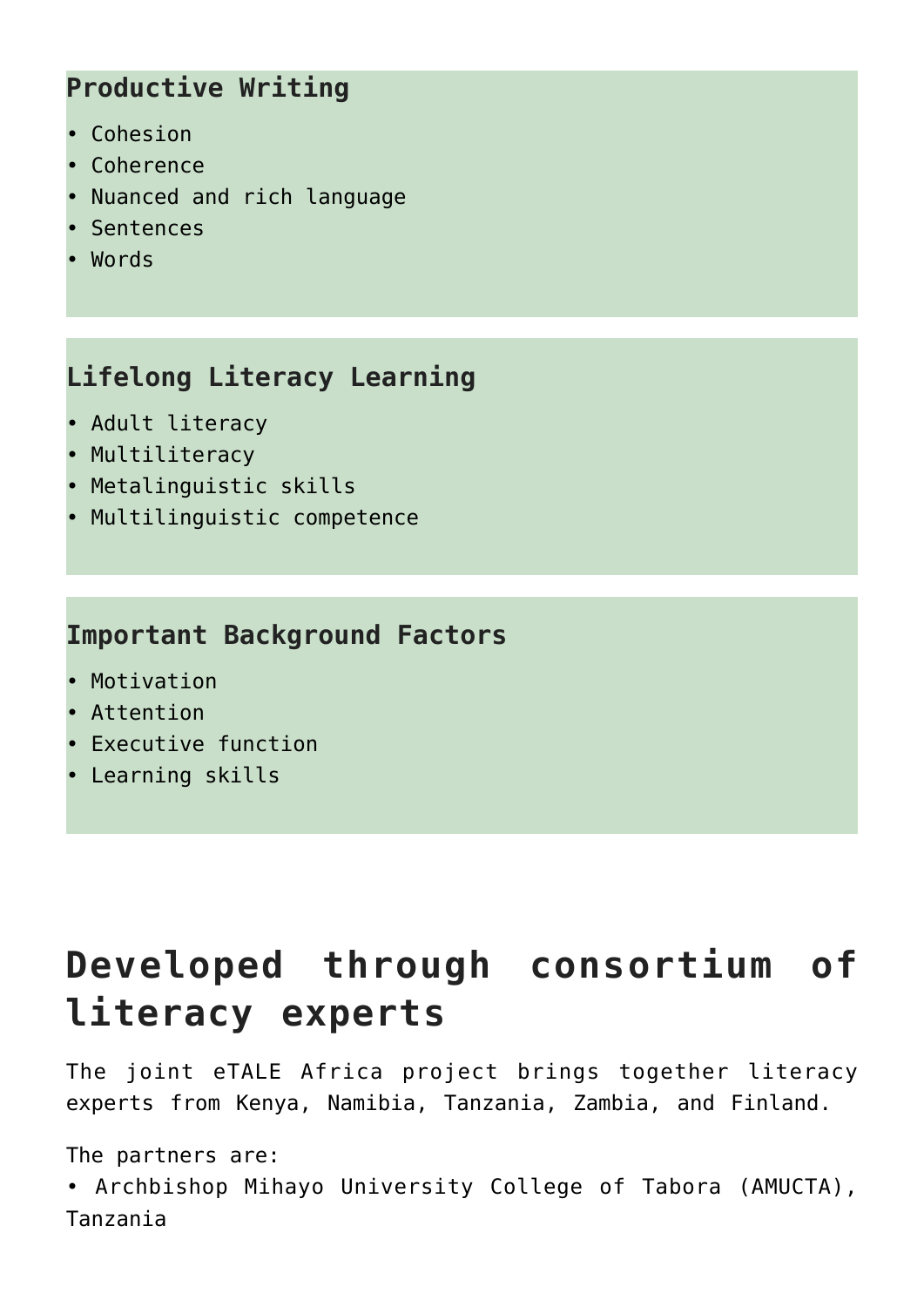### Productive Writing

- Cohesion
- Coherence
- Nuanced and rich language
- Sentences
- Words

### Lifelong Literacy Learning

- Adult literacy
- Multiliteracy
- Metalinguistic skills
- Multilinguistic competence

### Important Background Factors

- Motivation
- Attention
- Executive function
- Learning skills

## Developed through consortium of literacy experts

The joint eTALE Africa project brings together literacy experts from Kenya, Namibia, Tanzania, Zambia, and Finland.

The partners are:

- Archbishop Mihayo University College of Tabora (AMUCTA), Tanzania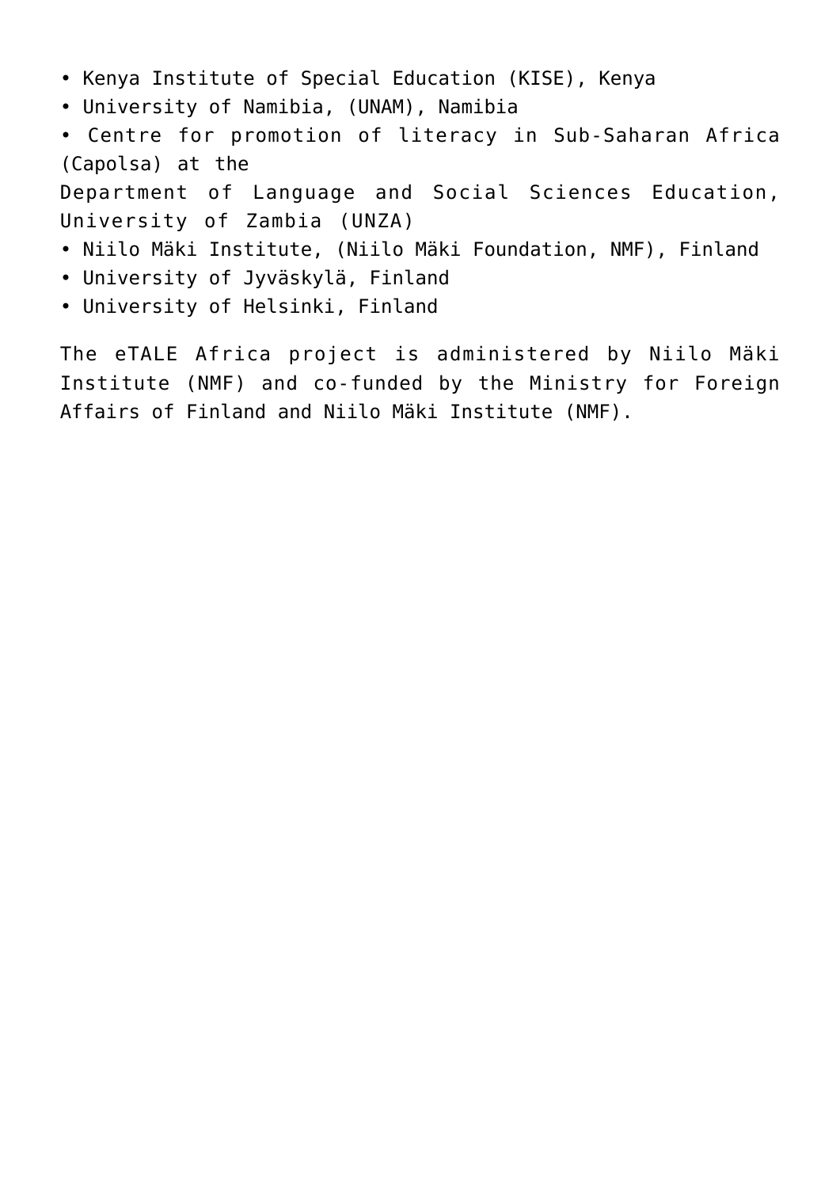- Kenya Institute of Special Education (KISE), Kenya
- University of Namibia, (UNAM), Namibia
- Centre for promotion of literacy in Sub-Saharan Africa (Capolsa) at the Department of Language and Social Sciences Education, University of Zambia (UNZA)
- Niilo Mäki Institute, (Niilo Mäki Foundation, NMF), Finland
- University of Jyväskylä, Finland
- University of Helsinki, Finland

The eTALE Africa project is administered by Niilo Mäki Institute (NMF) and co-funded by the Ministry for Foreign Affairs of Finland and Niilo Mäki Institute (NMF).